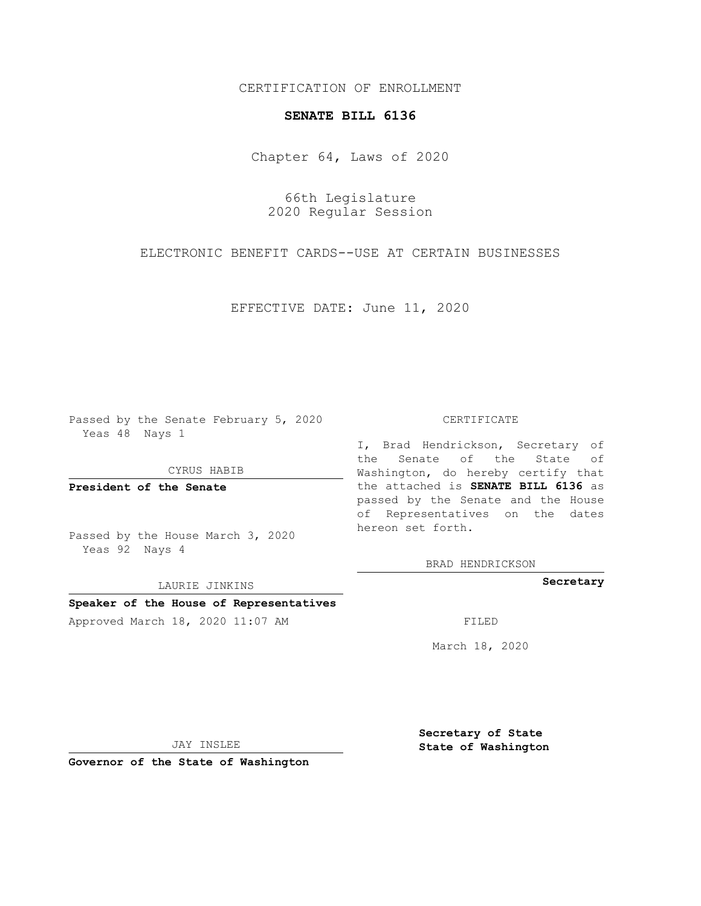CERTIFICATION OF ENROLLMENT

**SENATE BILL 6136**

Chapter 64, Laws of 2020

66th Legislature
2020 Regular Session

ELECTRONIC BENEFIT CARDS--USE AT CERTAIN BUSINESSES

EFFECTIVE DATE: June 11, 2020

Passed by the Senate February 5, 2020
Yeas 48 Nays 1

CYRUS HABIB

**President of the Senate**

Passed by the House March 3, 2020
Yeas 92 Nays 4

LAURIE JINKINS

**Speaker of the House of Representatives**

Approved March 18, 2020 11:07 AM

JAY INSLEE

**Governor of the State of Washington**

CERTIFICATE

I, Brad Hendrickson, Secretary of the Senate of the State of Washington, do hereby certify that the attached is **SENATE BILL 6136** as passed by the Senate and the House of Representatives on the dates hereon set forth.

BRAD HENDRICKSON

**Secretary**

FILED

March 18, 2020

**Secretary of State**
**State of Washington**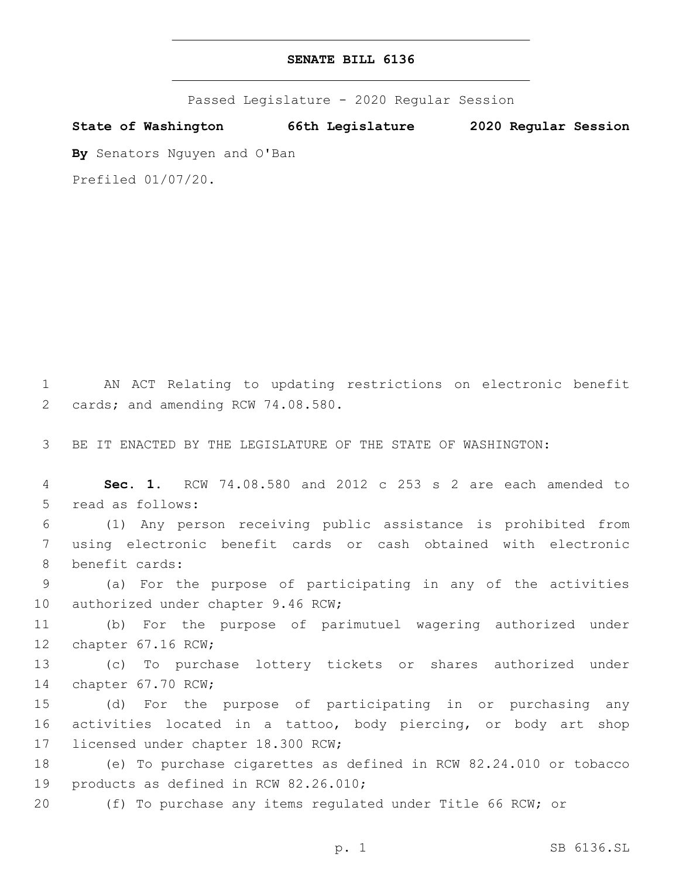# SENATE BILL 6136

Passed Legislature - 2020 Regular Session

**State of Washington 66th Legislature 2020 Regular Session**

**By** Senators Nguyen and O'Ban

Prefiled 01/07/20.

AN ACT Relating to updating restrictions on electronic benefit cards; and amending RCW 74.08.580.

BE IT ENACTED BY THE LEGISLATURE OF THE STATE OF WASHINGTON:

**Sec. 1.** RCW 74.08.580 and 2012 c 253 s 2 are each amended to read as follows:

(1) Any person receiving public assistance is prohibited from using electronic benefit cards or cash obtained with electronic benefit cards:

(a) For the purpose of participating in any of the activities authorized under chapter 9.46 RCW;

(b) For the purpose of parimutuel wagering authorized under chapter 67.16 RCW;

(c) To purchase lottery tickets or shares authorized under chapter 67.70 RCW;

(d) For the purpose of participating in or purchasing any activities located in a tattoo, body piercing, or body art shop licensed under chapter 18.300 RCW;

(e) To purchase cigarettes as defined in RCW 82.24.010 or tobacco products as defined in RCW 82.26.010;

(f) To purchase any items regulated under Title 66 RCW; or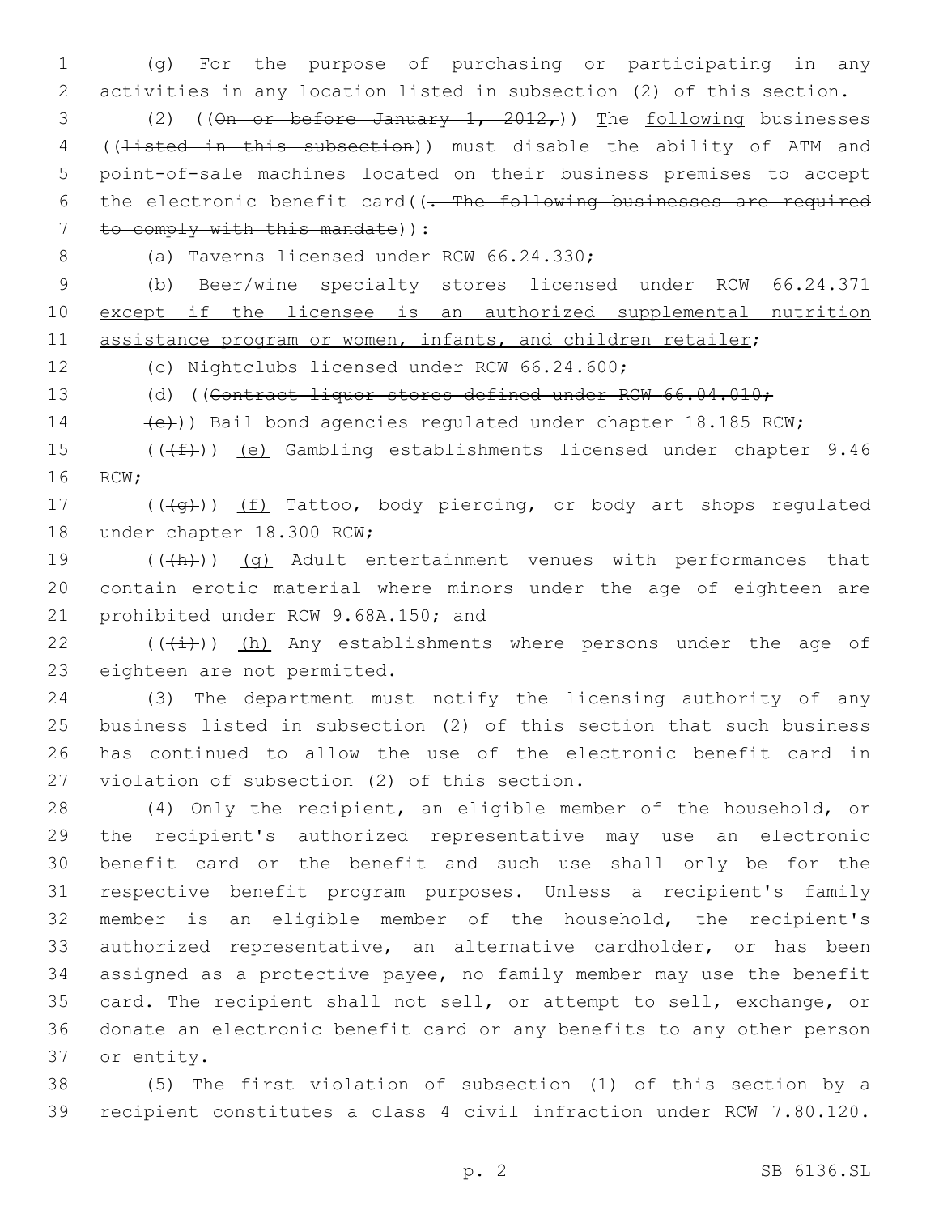(g) For the purpose of purchasing or participating in any activities in any location listed in subsection (2) of this section.

(2) ((~~On or before January 1, 2012,~~)) The following businesses ((~~listed in this subsection~~)) must disable the ability of ATM and point-of-sale machines located on their business premises to accept the electronic benefit card((~~. The following businesses are required to comply with this mandate~~)):

(a) Taverns licensed under RCW 66.24.330;

(b) Beer/wine specialty stores licensed under RCW 66.24.371 except if the licensee is an authorized supplemental nutrition assistance program or women, infants, and children retailer;

(c) Nightclubs licensed under RCW 66.24.600;

(d) ((~~Contract liquor stores defined under RCW 66.04.010;~~

~~(e)~~)) Bail bond agencies regulated under chapter 18.185 RCW;

((~~(f)~~)) (e) Gambling establishments licensed under chapter 9.46 RCW;

((~~(g)~~)) (f) Tattoo, body piercing, or body art shops regulated under chapter 18.300 RCW;

((~~(h)~~)) (g) Adult entertainment venues with performances that contain erotic material where minors under the age of eighteen are prohibited under RCW 9.68A.150; and

((~~(i)~~)) (h) Any establishments where persons under the age of eighteen are not permitted.

(3) The department must notify the licensing authority of any business listed in subsection (2) of this section that such business has continued to allow the use of the electronic benefit card in violation of subsection (2) of this section.

(4) Only the recipient, an eligible member of the household, or the recipient's authorized representative may use an electronic benefit card or the benefit and such use shall only be for the respective benefit program purposes. Unless a recipient's family member is an eligible member of the household, the recipient's authorized representative, an alternative cardholder, or has been assigned as a protective payee, no family member may use the benefit card. The recipient shall not sell, or attempt to sell, exchange, or donate an electronic benefit card or any benefits to any other person or entity.

(5) The first violation of subsection (1) of this section by a recipient constitutes a class 4 civil infraction under RCW 7.80.120.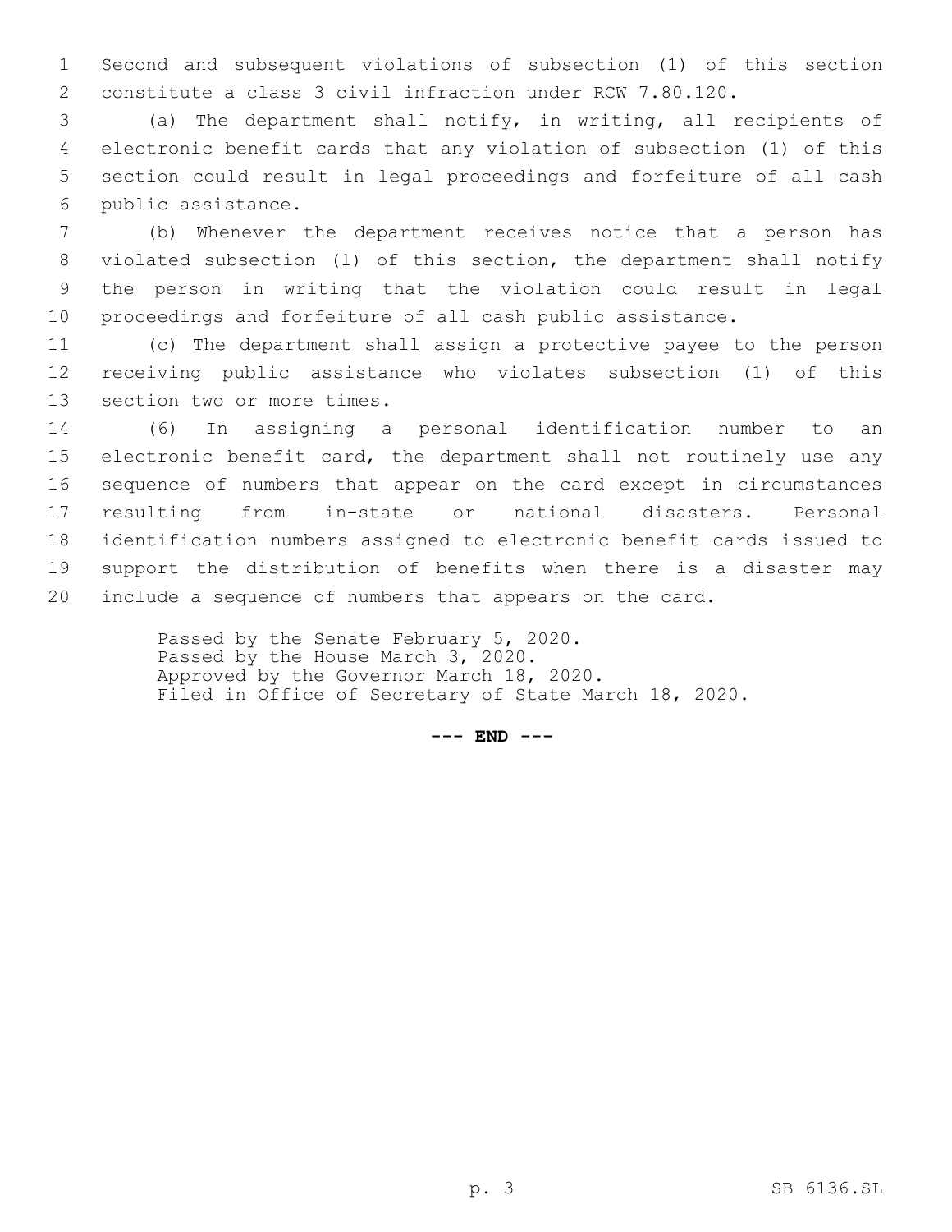Second and subsequent violations of subsection (1) of this section constitute a class 3 civil infraction under RCW 7.80.120.

(a) The department shall notify, in writing, all recipients of electronic benefit cards that any violation of subsection (1) of this section could result in legal proceedings and forfeiture of all cash public assistance.

(b) Whenever the department receives notice that a person has violated subsection (1) of this section, the department shall notify the person in writing that the violation could result in legal proceedings and forfeiture of all cash public assistance.

(c) The department shall assign a protective payee to the person receiving public assistance who violates subsection (1) of this section two or more times.

(6) In assigning a personal identification number to an electronic benefit card, the department shall not routinely use any sequence of numbers that appear on the card except in circumstances resulting from in-state or national disasters. Personal identification numbers assigned to electronic benefit cards issued to support the distribution of benefits when there is a disaster may include a sequence of numbers that appears on the card.

Passed by the Senate February 5, 2020.
Passed by the House March 3, 2020.
Approved by the Governor March 18, 2020.
Filed in Office of Secretary of State March 18, 2020.

**--- END ---**